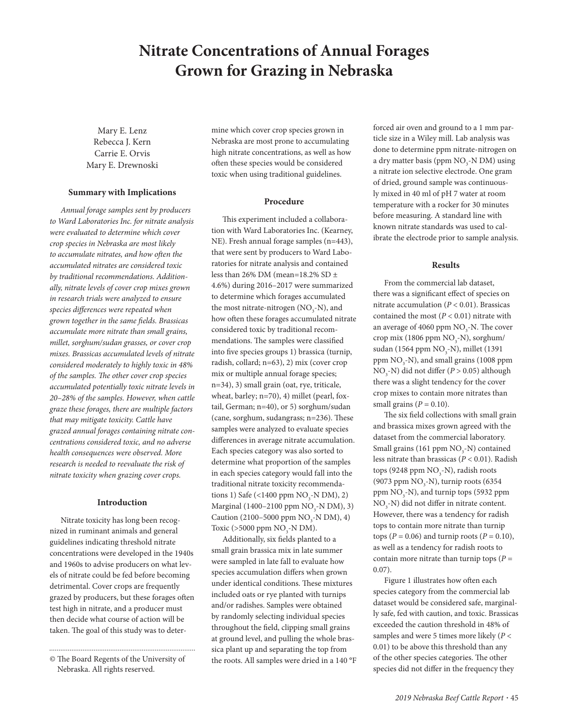# Nitrate Concentrations of Annual Forages Grown for Grazing in Nebraska

Mary E. Lenz
Rebecca J. Kern
Carrie E. Orvis
Mary E. Drewnoski

### Summary with Implications

*Annual forage samples sent by producers to Ward Laboratories Inc. for nitrate analysis were evaluated to determine which cover crop species in Nebraska are most likely to accumulate nitrates, and how often the accumulated nitrates are considered toxic by traditional recommendations. Additionally, nitrate levels of cover crop mixes grown in research trials were analyzed to ensure species differences were repeated when grown together in the same fields. Brassicas accumulate more nitrate than small grains, millet, sorghum/sudan grasses, or cover crop mixes. Brassicas accumulated levels of nitrate considered moderately to highly toxic in 48% of the samples. The other cover crop species accumulated potentially toxic nitrate levels in 20–28% of the samples. However, when cattle graze these forages, there are multiple factors that may mitigate toxicity. Cattle have grazed annual forages containing nitrate concentrations considered toxic, and no adverse health consequences were observed. More research is needed to reevaluate the risk of nitrate toxicity when grazing cover crops.*

### Introduction

Nitrate toxicity has long been recognized in ruminant animals and general guidelines indicating threshold nitrate concentrations were developed in the 1940s and 1960s to advise producers on what levels of nitrate could be fed before becoming detrimental. Cover crops are frequently grazed by producers, but these forages often test high in nitrate, and a producer must then decide what course of action will be taken. The goal of this study was to determine which cover crop species grown in Nebraska are most prone to accumulating high nitrate concentrations, as well as how often these species would be considered toxic when using traditional guidelines.

© The Board Regents of the University of Nebraska. All rights reserved.

### Procedure

This experiment included a collaboration with Ward Laboratories Inc. (Kearney, NE). Fresh annual forage samples (n=443), that were sent by producers to Ward Laboratories for nitrate analysis and contained less than 26% DM (mean=18.2% SD ± 4.6%) during 2016–2017 were summarized to determine which forages accumulated the most nitrate-nitrogen ($NO_3$-N), and how often these forages accumulated nitrate considered toxic by traditional recommendations. The samples were classified into five species groups 1) brassica (turnip, radish, collard; n=63), 2) mix (cover crop mix or multiple annual forage species; n=34), 3) small grain (oat, rye, triticale, wheat, barley; n=70), 4) millet (pearl, foxtail, German; n=40), or 5) sorghum/sudan (cane, sorghum, sudangrass; n=236). These samples were analyzed to evaluate species differences in average nitrate accumulation. Each species category was also sorted to determine what proportion of the samples in each species category would fall into the traditional nitrate toxicity recommendations 1) Safe (<1400 ppm $NO_3$-N DM), 2) Marginal (1400–2100 ppm $NO_3$-N DM), 3) Caution (2100–5000 ppm $NO_3$-N DM), 4) Toxic (>5000 ppm $NO_3$-N DM).

Additionally, six fields planted to a small grain brassica mix in late summer were sampled in late fall to evaluate how species accumulation differs when grown under identical conditions. These mixtures included oats or rye planted with turnips and/or radishes. Samples were obtained by randomly selecting individual species throughout the field, clipping small grains at ground level, and pulling the whole brassica plant up and separating the top from the roots. All samples were dried in a 140 °F forced air oven and ground to a 1 mm particle size in a Wiley mill. Lab analysis was done to determine ppm nitrate-nitrogen on a dry matter basis (ppm $NO_3$-N DM) using a nitrate ion selective electrode. One gram of dried, ground sample was continuously mixed in 40 ml of pH 7 water at room temperature with a rocker for 30 minutes before measuring. A standard line with known nitrate standards was used to calibrate the electrode prior to sample analysis.

### Results

From the commercial lab dataset, there was a significant effect of species on nitrate accumulation ($P < 0.01$). Brassicas contained the most ($P < 0.01$) nitrate with an average of 4060 ppm $NO_3$-N. The cover crop mix (1806 ppm $NO_3$-N), sorghum/sudan (1564 ppm $NO_3$-N), millet (1391 ppm $NO_3$-N), and small grains (1008 ppm $NO_3$-N) did not differ ($P > 0.05$) although there was a slight tendency for the cover crop mixes to contain more nitrates than small grains ($P = 0.10$).

The six field collections with small grain and brassica mixes grown agreed with the dataset from the commercial laboratory. Small grains (161 ppm $NO_3$-N) contained less nitrate than brassicas ($P < 0.01$). Radish tops (9248 ppm $NO_3$-N), radish roots (9073 ppm $NO_3$-N), turnip roots (6354 ppm $NO_3$-N), and turnip tops (5932 ppm $NO_3$-N) did not differ in nitrate content. However, there was a tendency for radish tops to contain more nitrate than turnip tops ($P = 0.06$) and turnip roots ($P = 0.10$), as well as a tendency for radish roots to contain more nitrate than turnip tops ($P = 0.07$).

Figure 1 illustrates how often each species category from the commercial lab dataset would be considered safe, marginally safe, fed with caution, and toxic. Brassicas exceeded the caution threshold in 48% of samples and were 5 times more likely ($P < 0.01$) to be above this threshold than any of the other species categories. The other species did not differ in the frequency they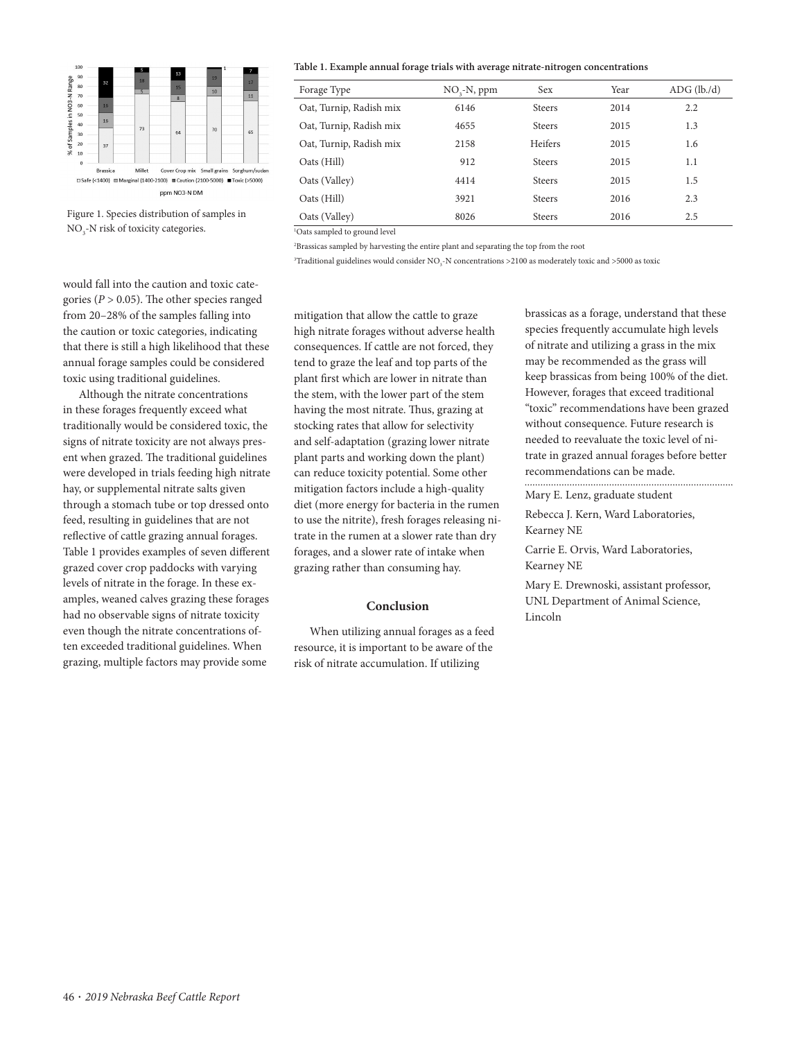100
90
80
70
60
50
40
30
20
10
0

% of Samples in NO3-N Range

32
16
16
37

5
18
5
73

13
15
8
64

1
19
10
70

7
17
11
65

Brassica Millet Cover Crop mix Small grains Sorghum/sudan

□Safe (<1400) ■Marginal (1400-2100) ■Caution (2100-5000) ■Toxic (>5000)

ppm NO3-N DM

Figure 1. Species distribution of samples in $NO_3$-N risk of toxicity categories.

**Table 1. Example annual forage trials with average nitrate-nitrogen concentrations**

| Forage Type | $NO_3$-N, ppm | Sex | Year | ADG (lb./d) |
|---|---|---|---|---|
| Oat, Turnip, Radish mix | 6146 | Steers | 2014 | 2.2 |
| Oat, Turnip, Radish mix | 4655 | Steers | 2015 | 1.3 |
| Oat, Turnip, Radish mix | 2158 | Heifers | 2015 | 1.6 |
| Oats (Hill) | 912 | Steers | 2015 | 1.1 |
| Oats (Valley) | 4414 | Steers | 2015 | 1.5 |
| Oats (Hill) | 3921 | Steers | 2016 | 2.3 |
| Oats (Valley) | 8026 | Steers | 2016 | 2.5 |

[1]Oats sampled to ground level

[2]Brassicas sampled by harvesting the entire plant and separating the top from the root

[3]Traditional guidelines would consider $NO_3$-N concentrations >2100 as moderately toxic and >5000 as toxic

would fall into the caution and toxic categories ($P > 0.05$). The other species ranged from 20–28% of the samples falling into the caution or toxic categories, indicating that there is still a high likelihood that these annual forage samples could be considered toxic using traditional guidelines.

Although the nitrate concentrations in these forages frequently exceed what traditionally would be considered toxic, the signs of nitrate toxicity are not always present when grazed. The traditional guidelines were developed in trials feeding high nitrate hay, or supplemental nitrate salts given through a stomach tube or top dressed onto feed, resulting in guidelines that are not reflective of cattle grazing annual forages. Table 1 provides examples of seven different grazed cover crop paddocks with varying levels of nitrate in the forage. In these examples, weaned calves grazing these forages had no observable signs of nitrate toxicity even though the nitrate concentrations often exceeded traditional guidelines. When grazing, multiple factors may provide some mitigation that allow the cattle to graze high nitrate forages without adverse health consequences. If cattle are not forced, they tend to graze the leaf and top parts of the plant first which are lower in nitrate than the stem, with the lower part of the stem having the most nitrate. Thus, grazing at stocking rates that allow for selectivity and self-adaptation (grazing lower nitrate plant parts and working down the plant) can reduce toxicity potential. Some other mitigation factors include a high-quality diet (more energy for bacteria in the rumen to use the nitrite), fresh forages releasing nitrate in the rumen at a slower rate than dry forages, and a slower rate of intake when grazing rather than consuming hay.

## Conclusion

When utilizing annual forages as a feed resource, it is important to be aware of the risk of nitrate accumulation. If utilizing brassicas as a forage, understand that these species frequently accumulate high levels of nitrate and utilizing a grass in the mix may be recommended as the grass will keep brassicas from being 100% of the diet. However, forages that exceed traditional "toxic" recommendations have been grazed without consequence. Future research is needed to reevaluate the toxic level of nitrate in grazed annual forages before better recommendations can be made.

Mary E. Lenz, graduate student

Rebecca J. Kern, Ward Laboratories, Kearney NE

Carrie E. Orvis, Ward Laboratories, Kearney NE

Mary E. Drewnoski, assistant professor, UNL Department of Animal Science, Lincoln